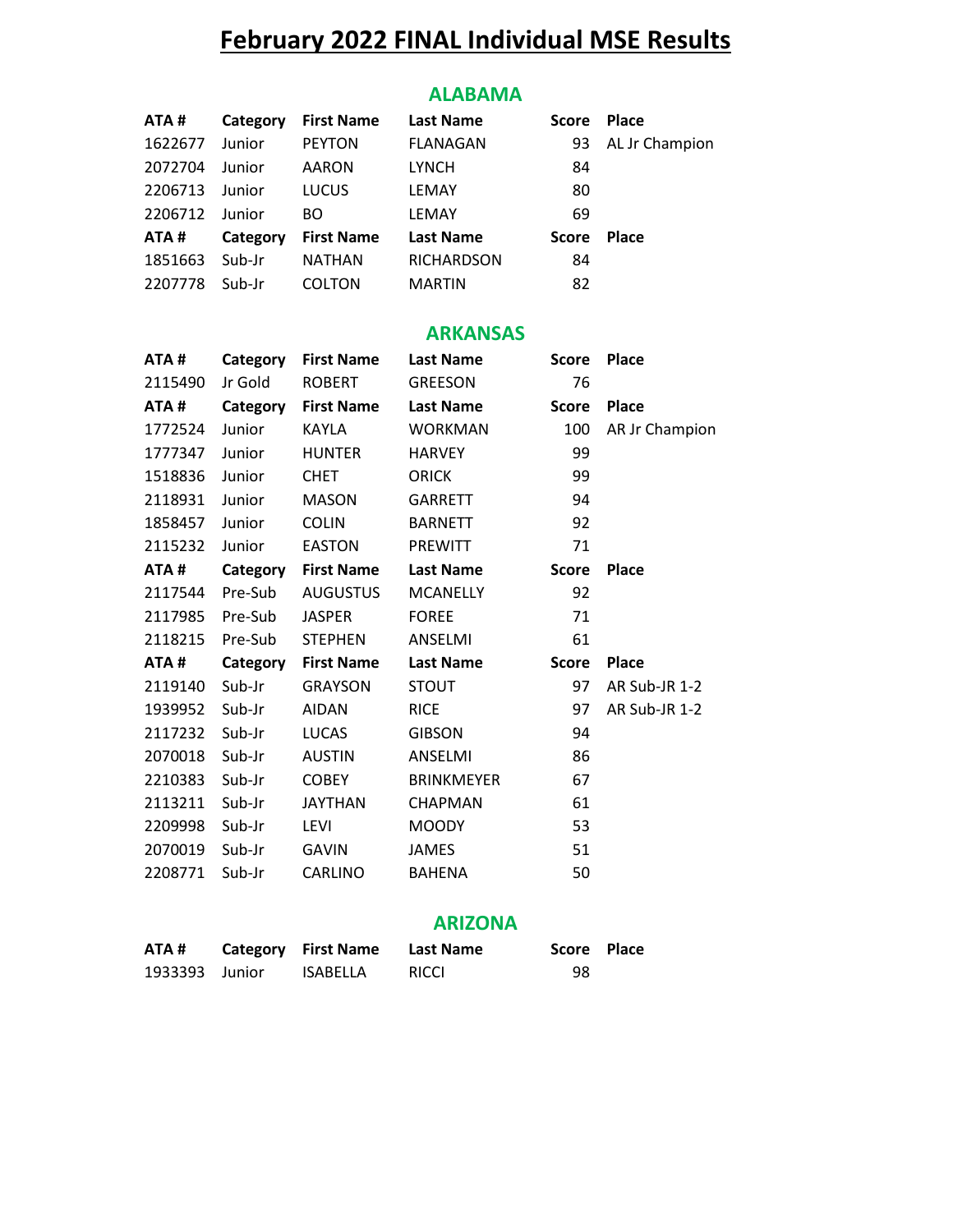# February 2022 FINAL Individual MSE Results

## ALABAMA

| ATA # | Category | First Name | Last Name | Score | Place |
|---|---|---|---|---|---|
| 1622677 | Junior | PEYTON | FLANAGAN | 93 | AL Jr Champion |
| 2072704 | Junior | AARON | LYNCH | 84 | |
| 2206713 | Junior | LUCUS | LEMAY | 80 | |
| 2206712 | Junior | BO | LEMAY | 69 | |
| **ATA #** | **Category** | **First Name** | **Last Name** | **Score** | **Place** |
| 1851663 | Sub-Jr | NATHAN | RICHARDSON | 84 | |
| 2207778 | Sub-Jr | COLTON | MARTIN | 82 | |

## ARKANSAS

| ATA # | Category | First Name | Last Name | Score | Place |
|---|---|---|---|---|---|
| 2115490 | Jr Gold | ROBERT | GREESON | 76 | |
| **ATA #** | **Category** | **First Name** | **Last Name** | **Score** | **Place** |
| 1772524 | Junior | KAYLA | WORKMAN | 100 | AR Jr Champion |
| 1777347 | Junior | HUNTER | HARVEY | 99 | |
| 1518836 | Junior | CHET | ORICK | 99 | |
| 2118931 | Junior | MASON | GARRETT | 94 | |
| 1858457 | Junior | COLIN | BARNETT | 92 | |
| 2115232 | Junior | EASTON | PREWITT | 71 | |
| **ATA #** | **Category** | **First Name** | **Last Name** | **Score** | **Place** |
| 2117544 | Pre-Sub | AUGUSTUS | MCANELLY | 92 | |
| 2117985 | Pre-Sub | JASPER | FOREE | 71 | |
| 2118215 | Pre-Sub | STEPHEN | ANSELMI | 61 | |
| **ATA #** | **Category** | **First Name** | **Last Name** | **Score** | **Place** |
| 2119140 | Sub-Jr | GRAYSON | STOUT | 97 | AR Sub-JR 1-2 |
| 1939952 | Sub-Jr | AIDAN | RICE | 97 | AR Sub-JR 1-2 |
| 2117232 | Sub-Jr | LUCAS | GIBSON | 94 | |
| 2070018 | Sub-Jr | AUSTIN | ANSELMI | 86 | |
| 2210383 | Sub-Jr | COBEY | BRINKMEYER | 67 | |
| 2113211 | Sub-Jr | JAYTHAN | CHAPMAN | 61 | |
| 2209998 | Sub-Jr | LEVI | MOODY | 53 | |
| 2070019 | Sub-Jr | GAVIN | JAMES | 51 | |
| 2208771 | Sub-Jr | CARLINO | BAHENA | 50 | |

## ARIZONA

| ATA # | Category | First Name | Last Name | Score | Place |
|---|---|---|---|---|---|
| 1933393 | Junior | ISABELLA | RICCI | 98 | |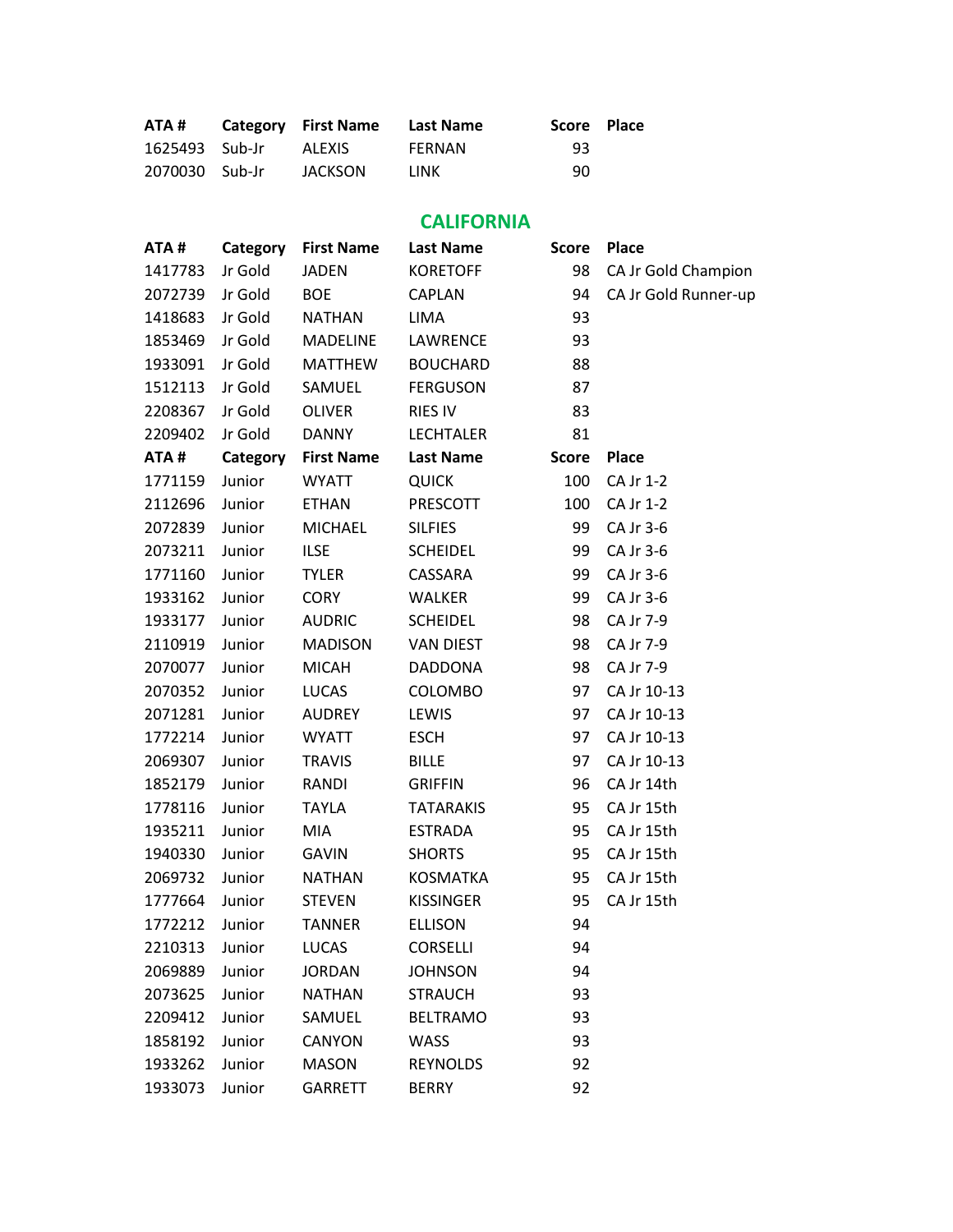| ATA # | Category | First Name | Last Name | Score | Place |
|---|---|---|---|---|---|
| 1625493 | Sub-Jr | ALEXIS | FERNAN | 93 | |
| 2070030 | Sub-Jr | JACKSON | LINK | 90 | |

## CALIFORNIA

| ATA # | Category | First Name | Last Name | Score | Place |
|---|---|---|---|---|---|
| 1417783 | Jr Gold | JADEN | KORETOFF | 98 | CA Jr Gold Champion |
| 2072739 | Jr Gold | BOE | CAPLAN | 94 | CA Jr Gold Runner-up |
| 1418683 | Jr Gold | NATHAN | LIMA | 93 | |
| 1853469 | Jr Gold | MADELINE | LAWRENCE | 93 | |
| 1933091 | Jr Gold | MATTHEW | BOUCHARD | 88 | |
| 1512113 | Jr Gold | SAMUEL | FERGUSON | 87 | |
| 2208367 | Jr Gold | OLIVER | RIES IV | 83 | |
| 2209402 | Jr Gold | DANNY | LECHTALER | 81 | |

| ATA # | Category | First Name | Last Name | Score | Place |
|---|---|---|---|---|---|
| 1771159 | Junior | WYATT | QUICK | 100 | CA Jr 1-2 |
| 2112696 | Junior | ETHAN | PRESCOTT | 100 | CA Jr 1-2 |
| 2072839 | Junior | MICHAEL | SILFIES | 99 | CA Jr 3-6 |
| 2073211 | Junior | ILSE | SCHEIDEL | 99 | CA Jr 3-6 |
| 1771160 | Junior | TYLER | CASSARA | 99 | CA Jr 3-6 |
| 1933162 | Junior | CORY | WALKER | 99 | CA Jr 3-6 |
| 1933177 | Junior | AUDRIC | SCHEIDEL | 98 | CA Jr 7-9 |
| 2110919 | Junior | MADISON | VAN DIEST | 98 | CA Jr 7-9 |
| 2070077 | Junior | MICAH | DADDONA | 98 | CA Jr 7-9 |
| 2070352 | Junior | LUCAS | COLOMBO | 97 | CA Jr 10-13 |
| 2071281 | Junior | AUDREY | LEWIS | 97 | CA Jr 10-13 |
| 1772214 | Junior | WYATT | ESCH | 97 | CA Jr 10-13 |
| 2069307 | Junior | TRAVIS | BILLE | 97 | CA Jr 10-13 |
| 1852179 | Junior | RANDI | GRIFFIN | 96 | CA Jr 14th |
| 1778116 | Junior | TAYLA | TATARAKIS | 95 | CA Jr 15th |
| 1935211 | Junior | MIA | ESTRADA | 95 | CA Jr 15th |
| 1940330 | Junior | GAVIN | SHORTS | 95 | CA Jr 15th |
| 2069732 | Junior | NATHAN | KOSMATKA | 95 | CA Jr 15th |
| 1777664 | Junior | STEVEN | KISSINGER | 95 | CA Jr 15th |
| 1772212 | Junior | TANNER | ELLISON | 94 | |
| 2210313 | Junior | LUCAS | CORSELLI | 94 | |
| 2069889 | Junior | JORDAN | JOHNSON | 94 | |
| 2073625 | Junior | NATHAN | STRAUCH | 93 | |
| 2209412 | Junior | SAMUEL | BELTRAMO | 93 | |
| 1858192 | Junior | CANYON | WASS | 93 | |
| 1933262 | Junior | MASON | REYNOLDS | 92 | |
| 1933073 | Junior | GARRETT | BERRY | 92 | |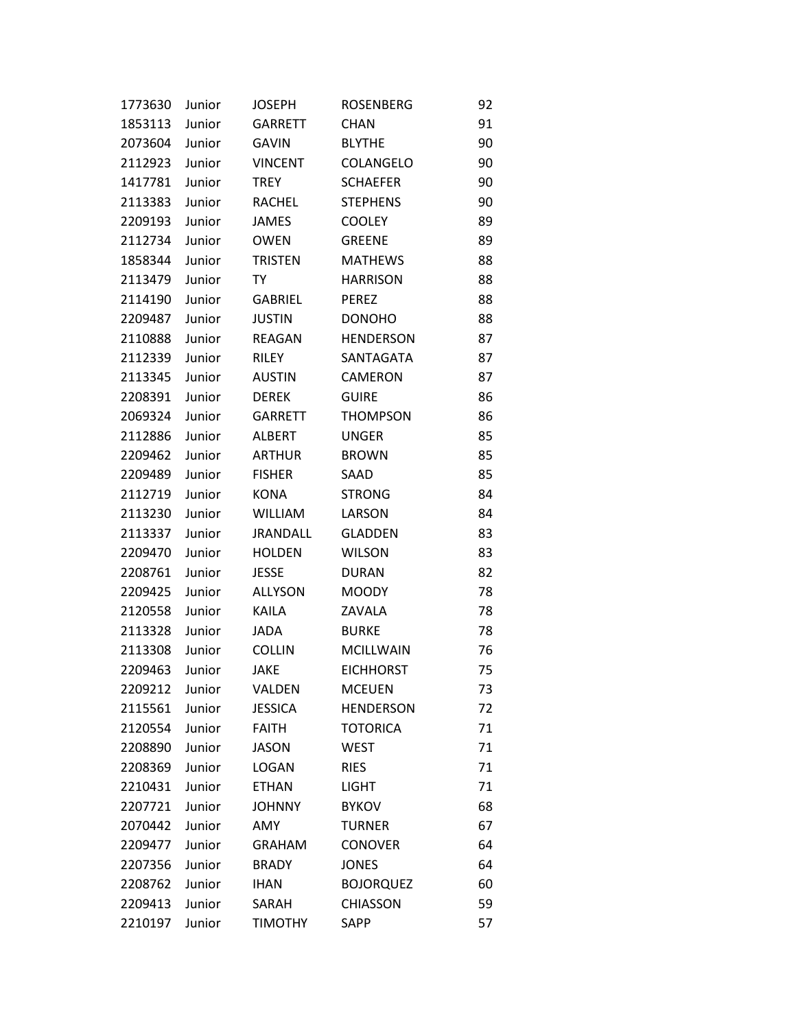| | | | | |
|---|---|---|---|---|
| 1773630 | Junior | JOSEPH | ROSENBERG | 92 |
| 1853113 | Junior | GARRETT | CHAN | 91 |
| 2073604 | Junior | GAVIN | BLYTHE | 90 |
| 2112923 | Junior | VINCENT | COLANGELO | 90 |
| 1417781 | Junior | TREY | SCHAEFER | 90 |
| 2113383 | Junior | RACHEL | STEPHENS | 90 |
| 2209193 | Junior | JAMES | COOLEY | 89 |
| 2112734 | Junior | OWEN | GREENE | 89 |
| 1858344 | Junior | TRISTEN | MATHEWS | 88 |
| 2113479 | Junior | TY | HARRISON | 88 |
| 2114190 | Junior | GABRIEL | PEREZ | 88 |
| 2209487 | Junior | JUSTIN | DONOHO | 88 |
| 2110888 | Junior | REAGAN | HENDERSON | 87 |
| 2112339 | Junior | RILEY | SANTAGATA | 87 |
| 2113345 | Junior | AUSTIN | CAMERON | 87 |
| 2208391 | Junior | DEREK | GUIRE | 86 |
| 2069324 | Junior | GARRETT | THOMPSON | 86 |
| 2112886 | Junior | ALBERT | UNGER | 85 |
| 2209462 | Junior | ARTHUR | BROWN | 85 |
| 2209489 | Junior | FISHER | SAAD | 85 |
| 2112719 | Junior | KONA | STRONG | 84 |
| 2113230 | Junior | WILLIAM | LARSON | 84 |
| 2113337 | Junior | JRANDALL | GLADDEN | 83 |
| 2209470 | Junior | HOLDEN | WILSON | 83 |
| 2208761 | Junior | JESSE | DURAN | 82 |
| 2209425 | Junior | ALLYSON | MOODY | 78 |
| 2120558 | Junior | KAILA | ZAVALA | 78 |
| 2113328 | Junior | JADA | BURKE | 78 |
| 2113308 | Junior | COLLIN | MCILLWAIN | 76 |
| 2209463 | Junior | JAKE | EICHHORST | 75 |
| 2209212 | Junior | VALDEN | MCEUEN | 73 |
| 2115561 | Junior | JESSICA | HENDERSON | 72 |
| 2120554 | Junior | FAITH | TOTORICA | 71 |
| 2208890 | Junior | JASON | WEST | 71 |
| 2208369 | Junior | LOGAN | RIES | 71 |
| 2210431 | Junior | ETHAN | LIGHT | 71 |
| 2207721 | Junior | JOHNNY | BYKOV | 68 |
| 2070442 | Junior | AMY | TURNER | 67 |
| 2209477 | Junior | GRAHAM | CONOVER | 64 |
| 2207356 | Junior | BRADY | JONES | 64 |
| 2208762 | Junior | IHAN | BOJORQUEZ | 60 |
| 2209413 | Junior | SARAH | CHIASSON | 59 |
| 2210197 | Junior | TIMOTHY | SAPP | 57 |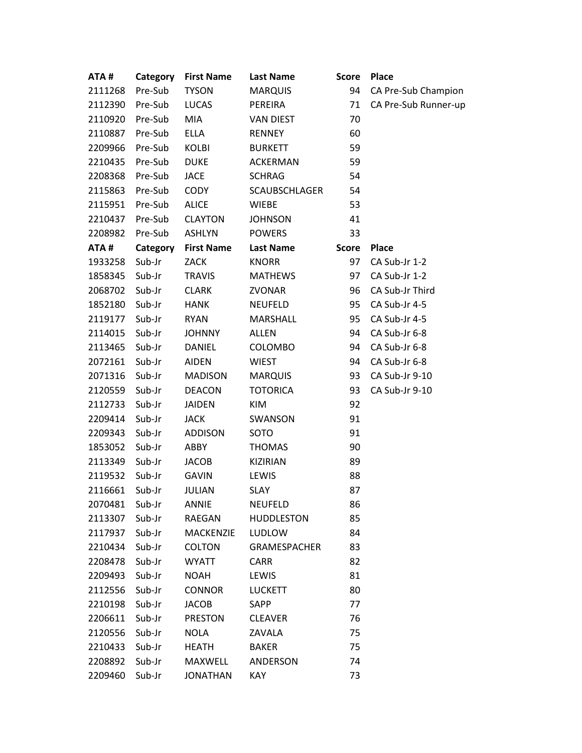| ATA # | Category | First Name | Last Name | Score | Place |
|---|---|---|---|---|---|
| 2111268 | Pre-Sub | TYSON | MARQUIS | 94 | CA Pre-Sub Champion |
| 2112390 | Pre-Sub | LUCAS | PEREIRA | 71 | CA Pre-Sub Runner-up |
| 2110920 | Pre-Sub | MIA | VAN DIEST | 70 | |
| 2110887 | Pre-Sub | ELLA | RENNEY | 60 | |
| 2209966 | Pre-Sub | KOLBI | BURKETT | 59 | |
| 2210435 | Pre-Sub | DUKE | ACKERMAN | 59 | |
| 2208368 | Pre-Sub | JACE | SCHRAG | 54 | |
| 2115863 | Pre-Sub | CODY | SCAUBSCHLAGER | 54 | |
| 2115951 | Pre-Sub | ALICE | WIEBE | 53 | |
| 2210437 | Pre-Sub | CLAYTON | JOHNSON | 41 | |
| 2208982 | Pre-Sub | ASHLYN | POWERS | 33 | |

| ATA # | Category | First Name | Last Name | Score | Place |
|---|---|---|---|---|---|
| 1933258 | Sub-Jr | ZACK | KNORR | 97 | CA Sub-Jr 1-2 |
| 1858345 | Sub-Jr | TRAVIS | MATHEWS | 97 | CA Sub-Jr 1-2 |
| 2068702 | Sub-Jr | CLARK | ZVONAR | 96 | CA Sub-Jr Third |
| 1852180 | Sub-Jr | HANK | NEUFELD | 95 | CA Sub-Jr 4-5 |
| 2119177 | Sub-Jr | RYAN | MARSHALL | 95 | CA Sub-Jr 4-5 |
| 2114015 | Sub-Jr | JOHNNY | ALLEN | 94 | CA Sub-Jr 6-8 |
| 2113465 | Sub-Jr | DANIEL | COLOMBO | 94 | CA Sub-Jr 6-8 |
| 2072161 | Sub-Jr | AIDEN | WIEST | 94 | CA Sub-Jr 6-8 |
| 2071316 | Sub-Jr | MADISON | MARQUIS | 93 | CA Sub-Jr 9-10 |
| 2120559 | Sub-Jr | DEACON | TOTORICA | 93 | CA Sub-Jr 9-10 |
| 2112733 | Sub-Jr | JAIDEN | KIM | 92 | |
| 2209414 | Sub-Jr | JACK | SWANSON | 91 | |
| 2209343 | Sub-Jr | ADDISON | SOTO | 91 | |
| 1853052 | Sub-Jr | ABBY | THOMAS | 90 | |
| 2113349 | Sub-Jr | JACOB | KIZIRIAN | 89 | |
| 2119532 | Sub-Jr | GAVIN | LEWIS | 88 | |
| 2116661 | Sub-Jr | JULIAN | SLAY | 87 | |
| 2070481 | Sub-Jr | ANNIE | NEUFELD | 86 | |
| 2113307 | Sub-Jr | RAEGAN | HUDDLESTON | 85 | |
| 2117937 | Sub-Jr | MACKENZIE | LUDLOW | 84 | |
| 2210434 | Sub-Jr | COLTON | GRAMESPACHER | 83 | |
| 2208478 | Sub-Jr | WYATT | CARR | 82 | |
| 2209493 | Sub-Jr | NOAH | LEWIS | 81 | |
| 2112556 | Sub-Jr | CONNOR | LUCKETT | 80 | |
| 2210198 | Sub-Jr | JACOB | SAPP | 77 | |
| 2206611 | Sub-Jr | PRESTON | CLEAVER | 76 | |
| 2120556 | Sub-Jr | NOLA | ZAVALA | 75 | |
| 2210433 | Sub-Jr | HEATH | BAKER | 75 | |
| 2208892 | Sub-Jr | MAXWELL | ANDERSON | 74 | |
| 2209460 | Sub-Jr | JONATHAN | KAY | 73 | |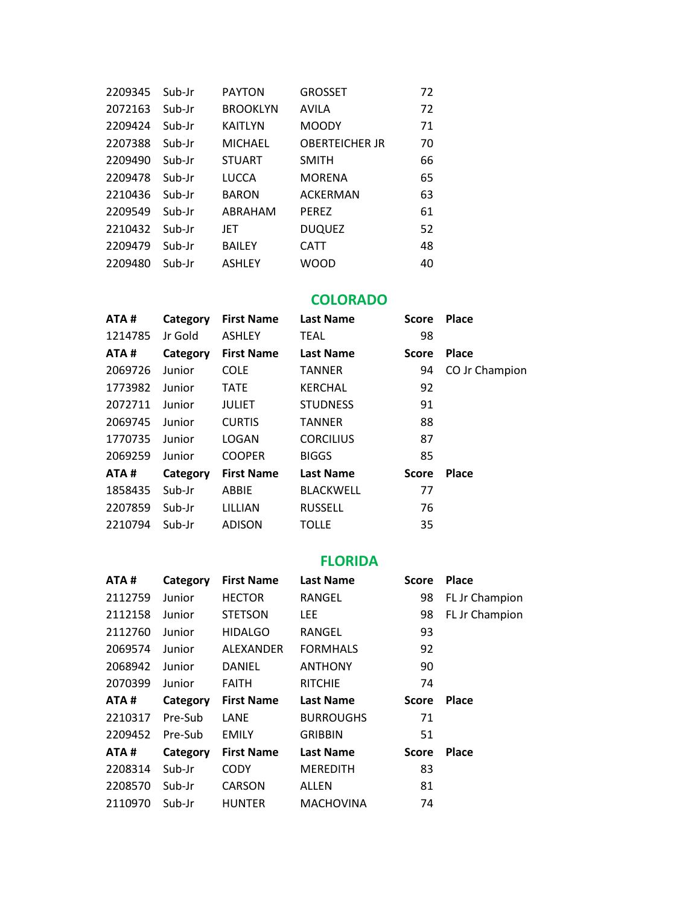| | | | | | |
|---|---|---|---|---|---|
| 2209345 | Sub-Jr | PAYTON | GROSSET | 72 | |
| 2072163 | Sub-Jr | BROOKLYN | AVILA | 72 | |
| 2209424 | Sub-Jr | KAITLYN | MOODY | 71 | |
| 2207388 | Sub-Jr | MICHAEL | OBERTEICHER JR | 70 | |
| 2209490 | Sub-Jr | STUART | SMITH | 66 | |
| 2209478 | Sub-Jr | LUCCA | MORENA | 65 | |
| 2210436 | Sub-Jr | BARON | ACKERMAN | 63 | |
| 2209549 | Sub-Jr | ABRAHAM | PEREZ | 61 | |
| 2210432 | Sub-Jr | JET | DUQUEZ | 52 | |
| 2209479 | Sub-Jr | BAILEY | CATT | 48 | |
| 2209480 | Sub-Jr | ASHLEY | WOOD | 40 | |

## COLORADO

| ATA # | Category | First Name | Last Name | Score | Place |
|---|---|---|---|---|---|
| 1214785 | Jr Gold | ASHLEY | TEAL | 98 | |
| **ATA #** | **Category** | **First Name** | **Last Name** | **Score** | **Place** |
| 2069726 | Junior | COLE | TANNER | 94 | CO Jr Champion |
| 1773982 | Junior | TATE | KERCHAL | 92 | |
| 2072711 | Junior | JULIET | STUDNESS | 91 | |
| 2069745 | Junior | CURTIS | TANNER | 88 | |
| 1770735 | Junior | LOGAN | CORCILIUS | 87 | |
| 2069259 | Junior | COOPER | BIGGS | 85 | |
| **ATA #** | **Category** | **First Name** | **Last Name** | **Score** | **Place** |
| 1858435 | Sub-Jr | ABBIE | BLACKWELL | 77 | |
| 2207859 | Sub-Jr | LILLIAN | RUSSELL | 76 | |
| 2210794 | Sub-Jr | ADISON | TOLLE | 35 | |

## FLORIDA

| ATA # | Category | First Name | Last Name | Score | Place |
|---|---|---|---|---|---|
| 2112759 | Junior | HECTOR | RANGEL | 98 | FL Jr Champion |
| 2112158 | Junior | STETSON | LEE | 98 | FL Jr Champion |
| 2112760 | Junior | HIDALGO | RANGEL | 93 | |
| 2069574 | Junior | ALEXANDER | FORMHALS | 92 | |
| 2068942 | Junior | DANIEL | ANTHONY | 90 | |
| 2070399 | Junior | FAITH | RITCHIE | 74 | |
| **ATA #** | **Category** | **First Name** | **Last Name** | **Score** | **Place** |
| 2210317 | Pre-Sub | LANE | BURROUGHS | 71 | |
| 2209452 | Pre-Sub | EMILY | GRIBBIN | 51 | |
| **ATA #** | **Category** | **First Name** | **Last Name** | **Score** | **Place** |
| 2208314 | Sub-Jr | CODY | MEREDITH | 83 | |
| 2208570 | Sub-Jr | CARSON | ALLEN | 81 | |
| 2110970 | Sub-Jr | HUNTER | MACHOVINA | 74 | |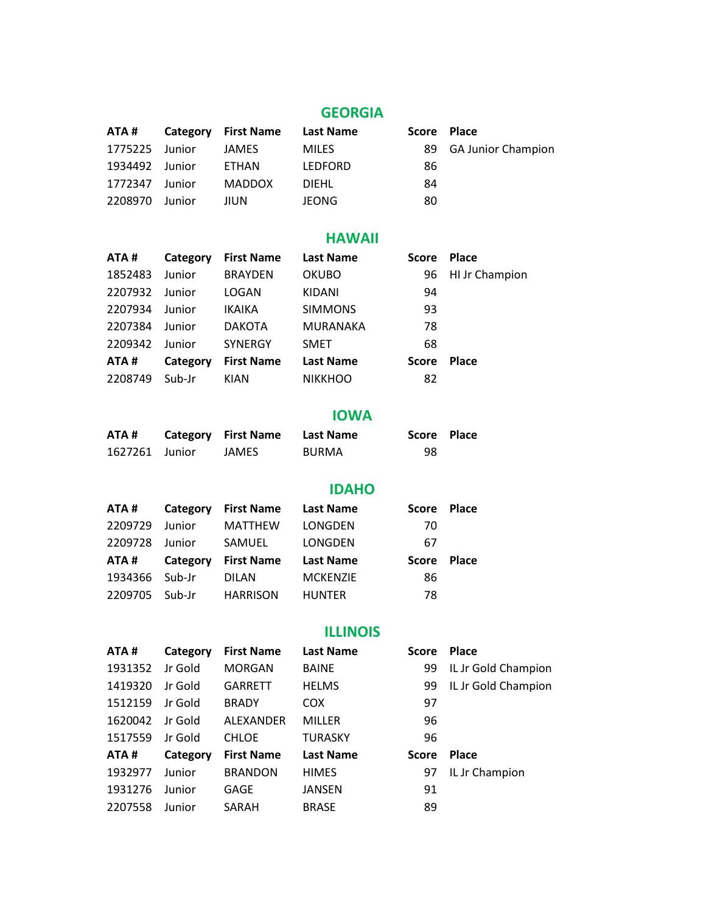## GEORGIA

| ATA # | Category | First Name | Last Name | Score | Place |
|---|---|---|---|---|---|
| 1775225 | Junior | JAMES | MILES | 89 | GA Junior Champion |
| 1934492 | Junior | ETHAN | LEDFORD | 86 | |
| 1772347 | Junior | MADDOX | DIEHL | 84 | |
| 2208970 | Junior | JIUN | JEONG | 80 | |

## HAWAII

| ATA # | Category | First Name | Last Name | Score | Place |
|---|---|---|---|---|---|
| 1852483 | Junior | BRAYDEN | OKUBO | 96 | HI Jr Champion |
| 2207932 | Junior | LOGAN | KIDANI | 94 | |
| 2207934 | Junior | IKAIKA | SIMMONS | 93 | |
| 2207384 | Junior | DAKOTA | MURANAKA | 78 | |
| 2209342 | Junior | SYNERGY | SMET | 68 | |

| ATA # | Category | First Name | Last Name | Score | Place |
|---|---|---|---|---|---|
| 2208749 | Sub-Jr | KIAN | NIKKHOO | 82 | |

## IOWA

| ATA # | Category | First Name | Last Name | Score | Place |
|---|---|---|---|---|---|
| 1627261 | Junior | JAMES | BURMA | 98 | |

## IDAHO

| ATA # | Category | First Name | Last Name | Score | Place |
|---|---|---|---|---|---|
| 2209729 | Junior | MATTHEW | LONGDEN | 70 | |
| 2209728 | Junior | SAMUEL | LONGDEN | 67 | |

| ATA # | Category | First Name | Last Name | Score | Place |
|---|---|---|---|---|---|
| 1934366 | Sub-Jr | DILAN | MCKENZIE | 86 | |
| 2209705 | Sub-Jr | HARRISON | HUNTER | 78 | |

## ILLINOIS

| ATA # | Category | First Name | Last Name | Score | Place |
|---|---|---|---|---|---|
| 1931352 | Jr Gold | MORGAN | BAINE | 99 | IL Jr Gold Champion |
| 1419320 | Jr Gold | GARRETT | HELMS | 99 | IL Jr Gold Champion |
| 1512159 | Jr Gold | BRADY | COX | 97 | |
| 1620042 | Jr Gold | ALEXANDER | MILLER | 96 | |
| 1517559 | Jr Gold | CHLOE | TURASKY | 96 | |

| ATA # | Category | First Name | Last Name | Score | Place |
|---|---|---|---|---|---|
| 1932977 | Junior | BRANDON | HIMES | 97 | IL Jr Champion |
| 1931276 | Junior | GAGE | JANSEN | 91 | |
| 2207558 | Junior | SARAH | BRASE | 89 | |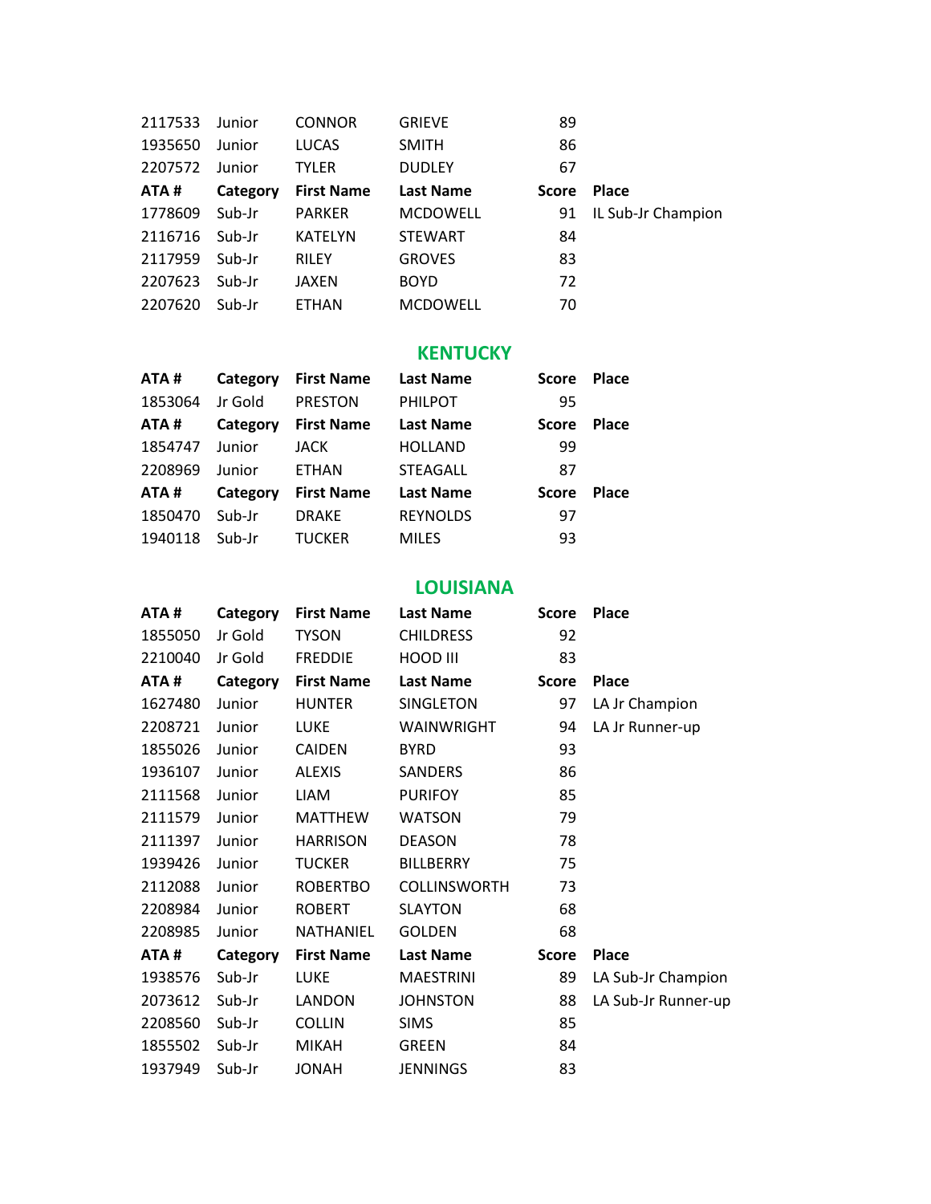| | | | | | |
|---|---|---|---|---|---|
| 2117533 | Junior | CONNOR | GRIEVE | 89 | |
| 1935650 | Junior | LUCAS | SMITH | 86 | |
| 2207572 | Junior | TYLER | DUDLEY | 67 | |

| ATA # | Category | First Name | Last Name | Score | Place |
|---|---|---|---|---|---|
| 1778609 | Sub-Jr | PARKER | MCDOWELL | 91 | IL Sub-Jr Champion |
| 2116716 | Sub-Jr | KATELYN | STEWART | 84 | |
| 2117959 | Sub-Jr | RILEY | GROVES | 83 | |
| 2207623 | Sub-Jr | JAXEN | BOYD | 72 | |
| 2207620 | Sub-Jr | ETHAN | MCDOWELL | 70 | |

## KENTUCKY

| ATA # | Category | First Name | Last Name | Score | Place |
|---|---|---|---|---|---|
| 1853064 | Jr Gold | PRESTON | PHILPOT | 95 | |

| ATA # | Category | First Name | Last Name | Score | Place |
|---|---|---|---|---|---|
| 1854747 | Junior | JACK | HOLLAND | 99 | |
| 2208969 | Junior | ETHAN | STEAGALL | 87 | |

| ATA # | Category | First Name | Last Name | Score | Place |
|---|---|---|---|---|---|
| 1850470 | Sub-Jr | DRAKE | REYNOLDS | 97 | |
| 1940118 | Sub-Jr | TUCKER | MILES | 93 | |

## LOUISIANA

| ATA # | Category | First Name | Last Name | Score | Place |
|---|---|---|---|---|---|
| 1855050 | Jr Gold | TYSON | CHILDRESS | 92 | |
| 2210040 | Jr Gold | FREDDIE | HOOD III | 83 | |

| ATA # | Category | First Name | Last Name | Score | Place |
|---|---|---|---|---|---|
| 1627480 | Junior | HUNTER | SINGLETON | 97 | LA Jr Champion |
| 2208721 | Junior | LUKE | WAINWRIGHT | 94 | LA Jr Runner-up |
| 1855026 | Junior | CAIDEN | BYRD | 93 | |
| 1936107 | Junior | ALEXIS | SANDERS | 86 | |
| 2111568 | Junior | LIAM | PURIFOY | 85 | |
| 2111579 | Junior | MATTHEW | WATSON | 79 | |
| 2111397 | Junior | HARRISON | DEASON | 78 | |
| 1939426 | Junior | TUCKER | BILLBERRY | 75 | |
| 2112088 | Junior | ROBERTBO | COLLINSWORTH | 73 | |
| 2208984 | Junior | ROBERT | SLAYTON | 68 | |
| 2208985 | Junior | NATHANIEL | GOLDEN | 68 | |

| ATA # | Category | First Name | Last Name | Score | Place |
|---|---|---|---|---|---|
| 1938576 | Sub-Jr | LUKE | MAESTRINI | 89 | LA Sub-Jr Champion |
| 2073612 | Sub-Jr | LANDON | JOHNSTON | 88 | LA Sub-Jr Runner-up |
| 2208560 | Sub-Jr | COLLIN | SIMS | 85 | |
| 1855502 | Sub-Jr | MIKAH | GREEN | 84 | |
| 1937949 | Sub-Jr | JONAH | JENNINGS | 83 | |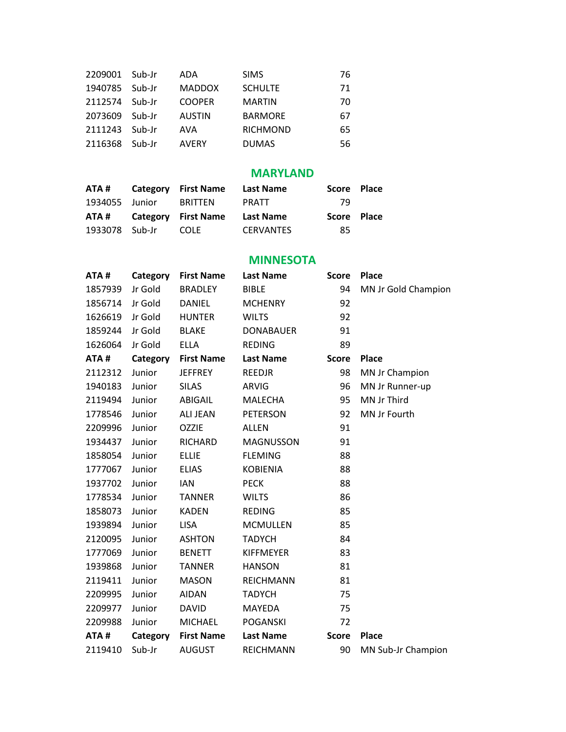| ATA # | Category | First Name | Last Name | Score | Place |
|---|---|---|---|---|---|
| 2209001 | Sub-Jr | ADA | SIMS | 76 | |
| 1940785 | Sub-Jr | MADDOX | SCHULTE | 71 | |
| 2112574 | Sub-Jr | COOPER | MARTIN | 70 | |
| 2073609 | Sub-Jr | AUSTIN | BARMORE | 67 | |
| 2111243 | Sub-Jr | AVA | RICHMOND | 65 | |
| 2116368 | Sub-Jr | AVERY | DUMAS | 56 | |

## MARYLAND

| ATA # | Category | First Name | Last Name | Score | Place |
|---|---|---|---|---|---|
| 1934055 | Junior | BRITTEN | PRATT | 79 | |
| **ATA #** | **Category** | **First Name** | **Last Name** | **Score** | **Place** |
| 1933078 | Sub-Jr | COLE | CERVANTES | 85 | |

## MINNESOTA

| ATA # | Category | First Name | Last Name | Score | Place |
|---|---|---|---|---|---|
| 1857939 | Jr Gold | BRADLEY | BIBLE | 94 | MN Jr Gold Champion |
| 1856714 | Jr Gold | DANIEL | MCHENRY | 92 | |
| 1626619 | Jr Gold | HUNTER | WILTS | 92 | |
| 1859244 | Jr Gold | BLAKE | DONABAUER | 91 | |
| 1626064 | Jr Gold | ELLA | REDING | 89 | |
| **ATA #** | **Category** | **First Name** | **Last Name** | **Score** | **Place** |
| 2112312 | Junior | JEFFREY | REEDJR | 98 | MN Jr Champion |
| 1940183 | Junior | SILAS | ARVIG | 96 | MN Jr Runner-up |
| 2119494 | Junior | ABIGAIL | MALECHA | 95 | MN Jr Third |
| 1778546 | Junior | ALI JEAN | PETERSON | 92 | MN Jr Fourth |
| 2209996 | Junior | OZZIE | ALLEN | 91 | |
| 1934437 | Junior | RICHARD | MAGNUSSON | 91 | |
| 1858054 | Junior | ELLIE | FLEMING | 88 | |
| 1777067 | Junior | ELIAS | KOBIENIA | 88 | |
| 1937702 | Junior | IAN | PECK | 88 | |
| 1778534 | Junior | TANNER | WILTS | 86 | |
| 1858073 | Junior | KADEN | REDING | 85 | |
| 1939894 | Junior | LISA | MCMULLEN | 85 | |
| 2120095 | Junior | ASHTON | TADYCH | 84 | |
| 1777069 | Junior | BENETT | KIFFMEYER | 83 | |
| 1939868 | Junior | TANNER | HANSON | 81 | |
| 2119411 | Junior | MASON | REICHMANN | 81 | |
| 2209995 | Junior | AIDAN | TADYCH | 75 | |
| 2209977 | Junior | DAVID | MAYEDA | 75 | |
| 2209988 | Junior | MICHAEL | POGANSKI | 72 | |
| **ATA #** | **Category** | **First Name** | **Last Name** | **Score** | **Place** |
| 2119410 | Sub-Jr | AUGUST | REICHMANN | 90 | MN Sub-Jr Champion |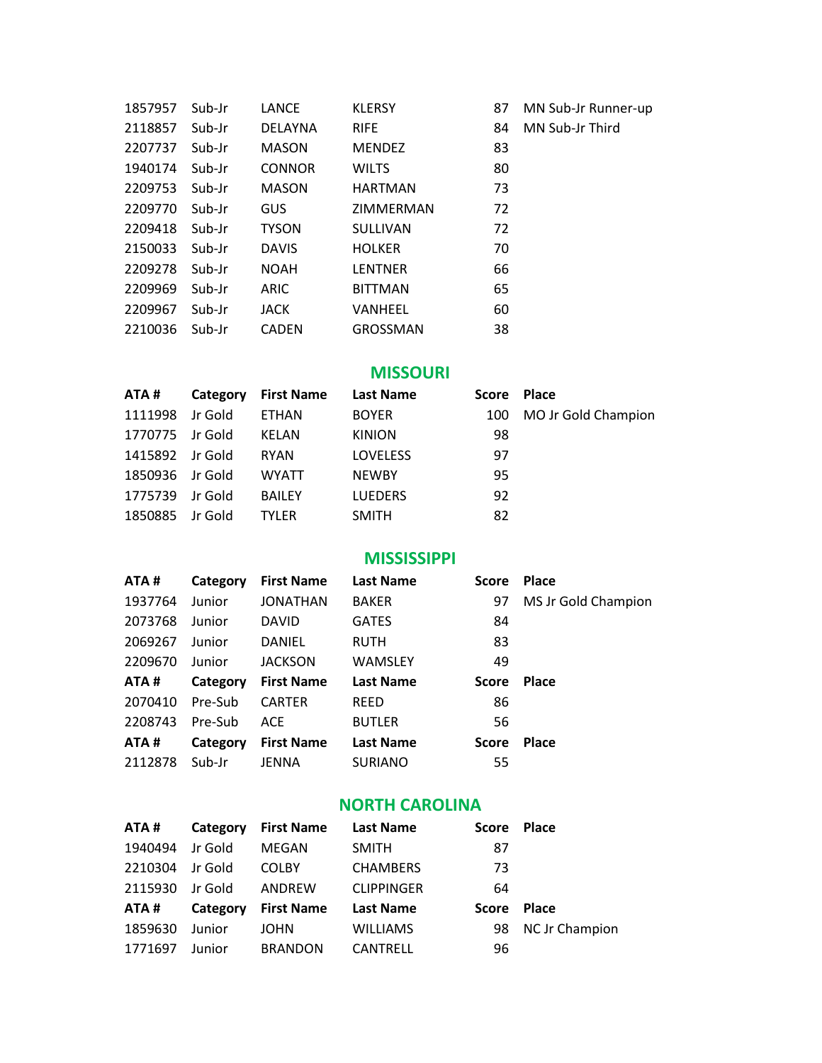| | | | | | |
|---|---|---|---|---|---|
| 1857957 | Sub-Jr | LANCE | KLERSY | 87 | MN Sub-Jr Runner-up |
| 2118857 | Sub-Jr | DELAYNA | RIFE | 84 | MN Sub-Jr Third |
| 2207737 | Sub-Jr | MASON | MENDEZ | 83 | |
| 1940174 | Sub-Jr | CONNOR | WILTS | 80 | |
| 2209753 | Sub-Jr | MASON | HARTMAN | 73 | |
| 2209770 | Sub-Jr | GUS | ZIMMERMAN | 72 | |
| 2209418 | Sub-Jr | TYSON | SULLIVAN | 72 | |
| 2150033 | Sub-Jr | DAVIS | HOLKER | 70 | |
| 2209278 | Sub-Jr | NOAH | LENTNER | 66 | |
| 2209969 | Sub-Jr | ARIC | BITTMAN | 65 | |
| 2209967 | Sub-Jr | JACK | VANHEEL | 60 | |
| 2210036 | Sub-Jr | CADEN | GROSSMAN | 38 | |

## MISSOURI

| ATA # | Category | First Name | Last Name | Score | Place |
|---|---|---|---|---|---|
| 1111998 | Jr Gold | ETHAN | BOYER | 100 | MO Jr Gold Champion |
| 1770775 | Jr Gold | KELAN | KINION | 98 | |
| 1415892 | Jr Gold | RYAN | LOVELESS | 97 | |
| 1850936 | Jr Gold | WYATT | NEWBY | 95 | |
| 1775739 | Jr Gold | BAILEY | LUEDERS | 92 | |
| 1850885 | Jr Gold | TYLER | SMITH | 82 | |

## MISSISSIPPI

| ATA # | Category | First Name | Last Name | Score | Place |
|---|---|---|---|---|---|
| 1937764 | Junior | JONATHAN | BAKER | 97 | MS Jr Gold Champion |
| 2073768 | Junior | DAVID | GATES | 84 | |
| 2069267 | Junior | DANIEL | RUTH | 83 | |
| 2209670 | Junior | JACKSON | WAMSLEY | 49 | |
| **ATA #** | **Category** | **First Name** | **Last Name** | **Score** | **Place** |
| 2070410 | Pre-Sub | CARTER | REED | 86 | |
| 2208743 | Pre-Sub | ACE | BUTLER | 56 | |
| **ATA #** | **Category** | **First Name** | **Last Name** | **Score** | **Place** |
| 2112878 | Sub-Jr | JENNA | SURIANO | 55 | |

## NORTH CAROLINA

| ATA # | Category | First Name | Last Name | Score | Place |
|---|---|---|---|---|---|
| 1940494 | Jr Gold | MEGAN | SMITH | 87 | |
| 2210304 | Jr Gold | COLBY | CHAMBERS | 73 | |
| 2115930 | Jr Gold | ANDREW | CLIPPINGER | 64 | |
| **ATA #** | **Category** | **First Name** | **Last Name** | **Score** | **Place** |
| 1859630 | Junior | JOHN | WILLIAMS | 98 | NC Jr Champion |
| 1771697 | Junior | BRANDON | CANTRELL | 96 | |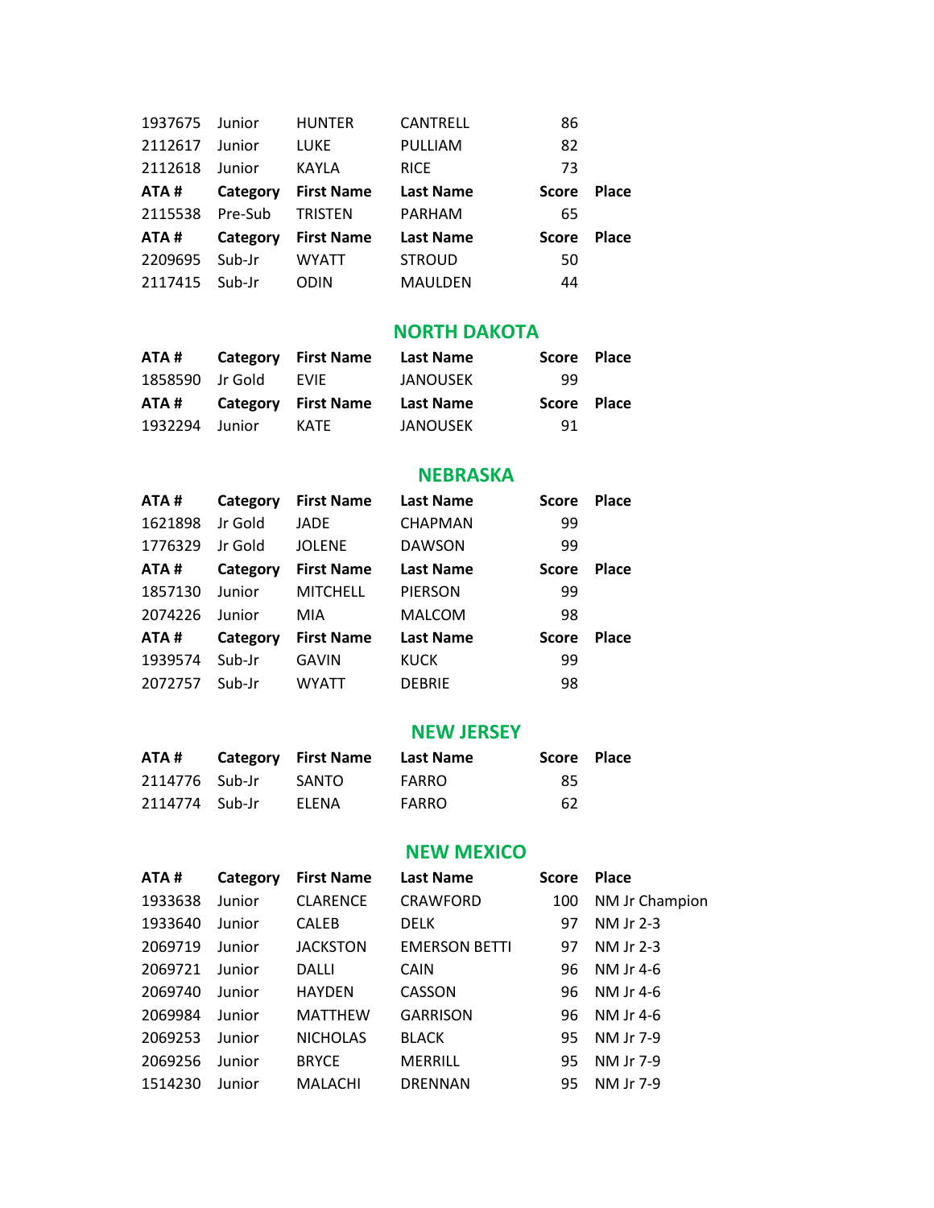| | | | | | |
|---|---|---|---|---|---|
| 1937675 | Junior | HUNTER | CANTRELL | 86 | |
| 2112617 | Junior | LUKE | PULLIAM | 82 | |
| 2112618 | Junior | KAYLA | RICE | 73 | |

| ATA # | Category | First Name | Last Name | Score | Place |
|---|---|---|---|---|---|
| 2115538 | Pre-Sub | TRISTEN | PARHAM | 65 | |

| ATA # | Category | First Name | Last Name | Score | Place |
|---|---|---|---|---|---|
| 2209695 | Sub-Jr | WYATT | STROUD | 50 | |
| 2117415 | Sub-Jr | ODIN | MAULDEN | 44 | |

## NORTH DAKOTA

| ATA # | Category | First Name | Last Name | Score | Place |
|---|---|---|---|---|---|
| 1858590 | Jr Gold | EVIE | JANOUSEK | 99 | |

| ATA # | Category | First Name | Last Name | Score | Place |
|---|---|---|---|---|---|
| 1932294 | Junior | KATE | JANOUSEK | 91 | |

## NEBRASKA

| ATA # | Category | First Name | Last Name | Score | Place |
|---|---|---|---|---|---|
| 1621898 | Jr Gold | JADE | CHAPMAN | 99 | |
| 1776329 | Jr Gold | JOLENE | DAWSON | 99 | |

| ATA # | Category | First Name | Last Name | Score | Place |
|---|---|---|---|---|---|
| 1857130 | Junior | MITCHELL | PIERSON | 99 | |
| 2074226 | Junior | MIA | MALCOM | 98 | |

| ATA # | Category | First Name | Last Name | Score | Place |
|---|---|---|---|---|---|
| 1939574 | Sub-Jr | GAVIN | KUCK | 99 | |
| 2072757 | Sub-Jr | WYATT | DEBRIE | 98 | |

## NEW JERSEY

| ATA # | Category | First Name | Last Name | Score | Place |
|---|---|---|---|---|---|
| 2114776 | Sub-Jr | SANTO | FARRO | 85 | |
| 2114774 | Sub-Jr | ELENA | FARRO | 62 | |

## NEW MEXICO

| ATA # | Category | First Name | Last Name | Score | Place |
|---|---|---|---|---|---|
| 1933638 | Junior | CLARENCE | CRAWFORD | 100 | NM Jr Champion |
| 1933640 | Junior | CALEB | DELK | 97 | NM Jr 2-3 |
| 2069719 | Junior | JACKSTON | EMERSON BETTI | 97 | NM Jr 2-3 |
| 2069721 | Junior | DALLI | CAIN | 96 | NM Jr 4-6 |
| 2069740 | Junior | HAYDEN | CASSON | 96 | NM Jr 4-6 |
| 2069984 | Junior | MATTHEW | GARRISON | 96 | NM Jr 4-6 |
| 2069253 | Junior | NICHOLAS | BLACK | 95 | NM Jr 7-9 |
| 2069256 | Junior | BRYCE | MERRILL | 95 | NM Jr 7-9 |
| 1514230 | Junior | MALACHI | DRENNAN | 95 | NM Jr 7-9 |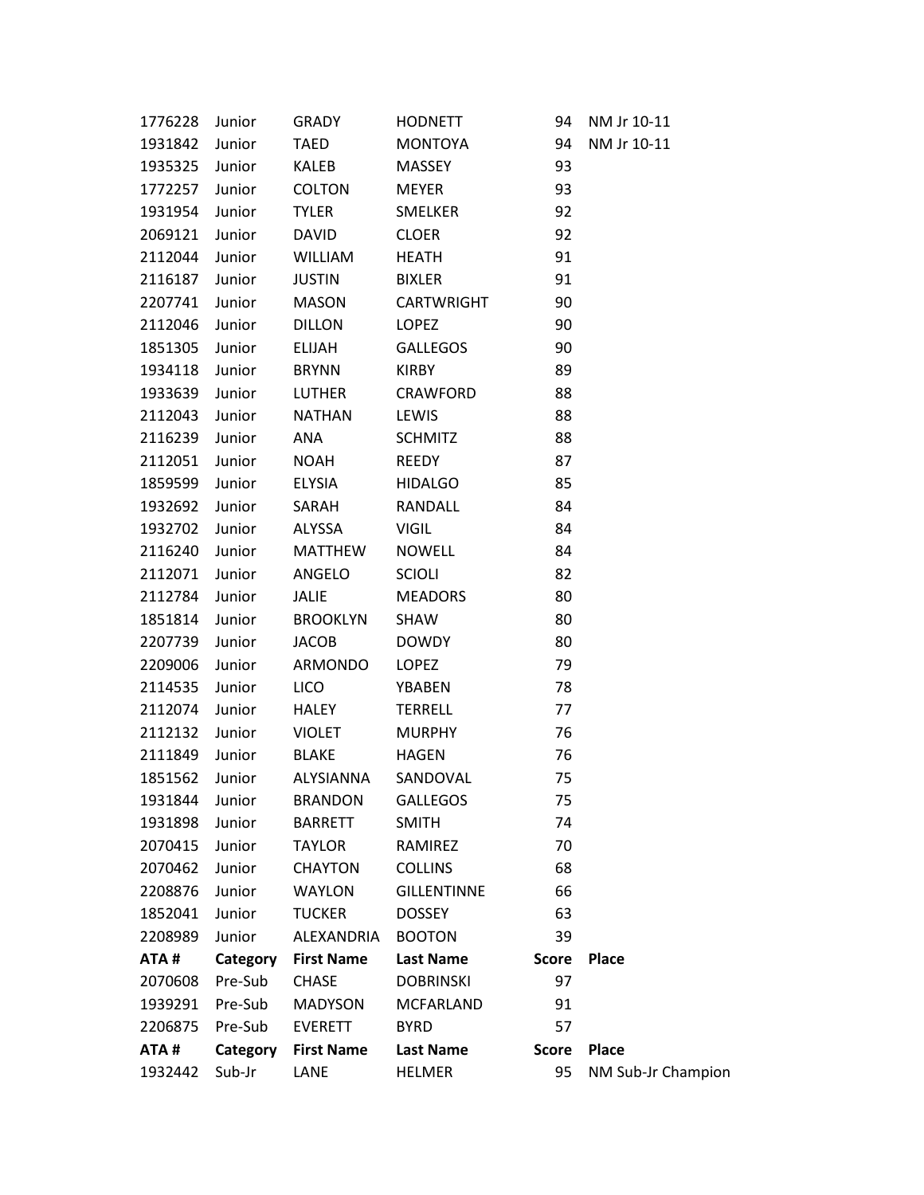| | | | | | |
|---|---|---|---|---|---|
| 1776228 | Junior | GRADY | HODNETT | 94 | NM Jr 10-11 |
| 1931842 | Junior | TAED | MONTOYA | 94 | NM Jr 10-11 |
| 1935325 | Junior | KALEB | MASSEY | 93 | |
| 1772257 | Junior | COLTON | MEYER | 93 | |
| 1931954 | Junior | TYLER | SMELKER | 92 | |
| 2069121 | Junior | DAVID | CLOER | 92 | |
| 2112044 | Junior | WILLIAM | HEATH | 91 | |
| 2116187 | Junior | JUSTIN | BIXLER | 91 | |
| 2207741 | Junior | MASON | CARTWRIGHT | 90 | |
| 2112046 | Junior | DILLON | LOPEZ | 90 | |
| 1851305 | Junior | ELIJAH | GALLEGOS | 90 | |
| 1934118 | Junior | BRYNN | KIRBY | 89 | |
| 1933639 | Junior | LUTHER | CRAWFORD | 88 | |
| 2112043 | Junior | NATHAN | LEWIS | 88 | |
| 2116239 | Junior | ANA | SCHMITZ | 88 | |
| 2112051 | Junior | NOAH | REEDY | 87 | |
| 1859599 | Junior | ELYSIA | HIDALGO | 85 | |
| 1932692 | Junior | SARAH | RANDALL | 84 | |
| 1932702 | Junior | ALYSSA | VIGIL | 84 | |
| 2116240 | Junior | MATTHEW | NOWELL | 84 | |
| 2112071 | Junior | ANGELO | SCIOLI | 82 | |
| 2112784 | Junior | JALIE | MEADORS | 80 | |
| 1851814 | Junior | BROOKLYN | SHAW | 80 | |
| 2207739 | Junior | JACOB | DOWDY | 80 | |
| 2209006 | Junior | ARMONDO | LOPEZ | 79 | |
| 2114535 | Junior | LICO | YBABEN | 78 | |
| 2112074 | Junior | HALEY | TERRELL | 77 | |
| 2112132 | Junior | VIOLET | MURPHY | 76 | |
| 2111849 | Junior | BLAKE | HAGEN | 76 | |
| 1851562 | Junior | ALYSIANNA | SANDOVAL | 75 | |
| 1931844 | Junior | BRANDON | GALLEGOS | 75 | |
| 1931898 | Junior | BARRETT | SMITH | 74 | |
| 2070415 | Junior | TAYLOR | RAMIREZ | 70 | |
| 2070462 | Junior | CHAYTON | COLLINS | 68 | |
| 2208876 | Junior | WAYLON | GILLENTINNE | 66 | |
| 1852041 | Junior | TUCKER | DOSSEY | 63 | |
| 2208989 | Junior | ALEXANDRIA | BOOTON | 39 | |

| ATA # | Category | First Name | Last Name | Score | Place |
|---|---|---|---|---|---|
| 2070608 | Pre-Sub | CHASE | DOBRINSKI | 97 | |
| 1939291 | Pre-Sub | MADYSON | MCFARLAND | 91 | |
| 2206875 | Pre-Sub | EVERETT | BYRD | 57 | |

| ATA # | Category | First Name | Last Name | Score | Place |
|---|---|---|---|---|---|
| 1932442 | Sub-Jr | LANE | HELMER | 95 | NM Sub-Jr Champion |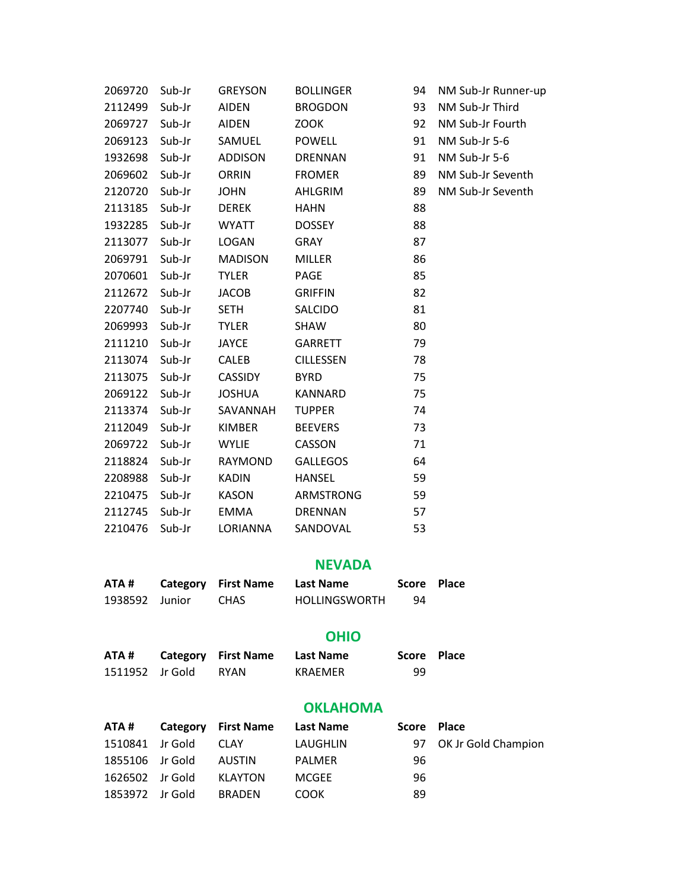| ATA # | Category | First Name | Last Name | Score | Place |
|---|---|---|---|---|---|
| 2069720 | Sub-Jr | GREYSON | BOLLINGER | 94 | NM Sub-Jr Runner-up |
| 2112499 | Sub-Jr | AIDEN | BROGDON | 93 | NM Sub-Jr Third |
| 2069727 | Sub-Jr | AIDEN | ZOOK | 92 | NM Sub-Jr Fourth |
| 2069123 | Sub-Jr | SAMUEL | POWELL | 91 | NM Sub-Jr 5-6 |
| 1932698 | Sub-Jr | ADDISON | DRENNAN | 91 | NM Sub-Jr 5-6 |
| 2069602 | Sub-Jr | ORRIN | FROMER | 89 | NM Sub-Jr Seventh |
| 2120720 | Sub-Jr | JOHN | AHLGRIM | 89 | NM Sub-Jr Seventh |
| 2113185 | Sub-Jr | DEREK | HAHN | 88 | |
| 1932285 | Sub-Jr | WYATT | DOSSEY | 88 | |
| 2113077 | Sub-Jr | LOGAN | GRAY | 87 | |
| 2069791 | Sub-Jr | MADISON | MILLER | 86 | |
| 2070601 | Sub-Jr | TYLER | PAGE | 85 | |
| 2112672 | Sub-Jr | JACOB | GRIFFIN | 82 | |
| 2207740 | Sub-Jr | SETH | SALCIDO | 81 | |
| 2069993 | Sub-Jr | TYLER | SHAW | 80 | |
| 2111210 | Sub-Jr | JAYCE | GARRETT | 79 | |
| 2113074 | Sub-Jr | CALEB | CILLESSEN | 78 | |
| 2113075 | Sub-Jr | CASSIDY | BYRD | 75 | |
| 2069122 | Sub-Jr | JOSHUA | KANNARD | 75 | |
| 2113374 | Sub-Jr | SAVANNAH | TUPPER | 74 | |
| 2112049 | Sub-Jr | KIMBER | BEEVERS | 73 | |
| 2069722 | Sub-Jr | WYLIE | CASSON | 71 | |
| 2118824 | Sub-Jr | RAYMOND | GALLEGOS | 64 | |
| 2208988 | Sub-Jr | KADIN | HANSEL | 59 | |
| 2210475 | Sub-Jr | KASON | ARMSTRONG | 59 | |
| 2112745 | Sub-Jr | EMMA | DRENNAN | 57 | |
| 2210476 | Sub-Jr | LORIANNA | SANDOVAL | 53 | |

## NEVADA

| ATA # | Category | First Name | Last Name | Score | Place |
|---|---|---|---|---|---|
| 1938592 | Junior | CHAS | HOLLINGSWORTH | 94 | |

## OHIO

| ATA # | Category | First Name | Last Name | Score | Place |
|---|---|---|---|---|---|
| 1511952 | Jr Gold | RYAN | KRAEMER | 99 | |

## OKLAHOMA

| ATA # | Category | First Name | Last Name | Score | Place |
|---|---|---|---|---|---|
| 1510841 | Jr Gold | CLAY | LAUGHLIN | 97 | OK Jr Gold Champion |
| 1855106 | Jr Gold | AUSTIN | PALMER | 96 | |
| 1626502 | Jr Gold | KLAYTON | MCGEE | 96 | |
| 1853972 | Jr Gold | BRADEN | COOK | 89 | |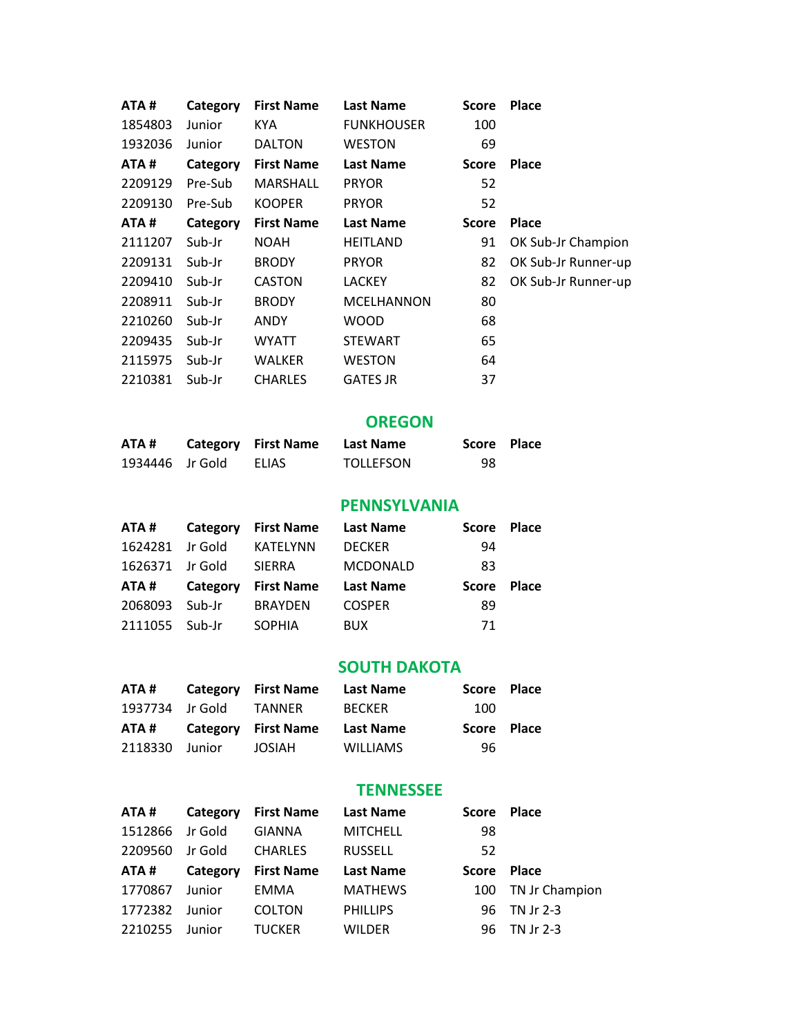| ATA # | Category | First Name | Last Name | Score | Place |
|---|---|---|---|---|---|
| 1854803 | Junior | KYA | FUNKHOUSER | 100 | |
| 1932036 | Junior | DALTON | WESTON | 69 | |

| ATA # | Category | First Name | Last Name | Score | Place |
|---|---|---|---|---|---|
| 2209129 | Pre-Sub | MARSHALL | PRYOR | 52 | |
| 2209130 | Pre-Sub | KOOPER | PRYOR | 52 | |

| ATA # | Category | First Name | Last Name | Score | Place |
|---|---|---|---|---|---|
| 2111207 | Sub-Jr | NOAH | HEITLAND | 91 | OK Sub-Jr Champion |
| 2209131 | Sub-Jr | BRODY | PRYOR | 82 | OK Sub-Jr Runner-up |
| 2209410 | Sub-Jr | CASTON | LACKEY | 82 | OK Sub-Jr Runner-up |
| 2208911 | Sub-Jr | BRODY | MCELHANNON | 80 | |
| 2210260 | Sub-Jr | ANDY | WOOD | 68 | |
| 2209435 | Sub-Jr | WYATT | STEWART | 65 | |
| 2115975 | Sub-Jr | WALKER | WESTON | 64 | |
| 2210381 | Sub-Jr | CHARLES | GATES JR | 37 | |

## OREGON

| ATA # | Category | First Name | Last Name | Score | Place |
|---|---|---|---|---|---|
| 1934446 | Jr Gold | ELIAS | TOLLEFSON | 98 | |

## PENNSYLVANIA

| ATA # | Category | First Name | Last Name | Score | Place |
|---|---|---|---|---|---|
| 1624281 | Jr Gold | KATELYNN | DECKER | 94 | |
| 1626371 | Jr Gold | SIERRA | MCDONALD | 83 | |

| ATA # | Category | First Name | Last Name | Score | Place |
|---|---|---|---|---|---|
| 2068093 | Sub-Jr | BRAYDEN | COSPER | 89 | |
| 2111055 | Sub-Jr | SOPHIA | BUX | 71 | |

## SOUTH DAKOTA

| ATA # | Category | First Name | Last Name | Score | Place |
|---|---|---|---|---|---|
| 1937734 | Jr Gold | TANNER | BECKER | 100 | |

| ATA # | Category | First Name | Last Name | Score | Place |
|---|---|---|---|---|---|
| 2118330 | Junior | JOSIAH | WILLIAMS | 96 | |

## TENNESSEE

| ATA # | Category | First Name | Last Name | Score | Place |
|---|---|---|---|---|---|
| 1512866 | Jr Gold | GIANNA | MITCHELL | 98 | |
| 2209560 | Jr Gold | CHARLES | RUSSELL | 52 | |

| ATA # | Category | First Name | Last Name | Score | Place |
|---|---|---|---|---|---|
| 1770867 | Junior | EMMA | MATHEWS | 100 | TN Jr Champion |
| 1772382 | Junior | COLTON | PHILLIPS | 96 | TN Jr 2-3 |
| 2210255 | Junior | TUCKER | WILDER | 96 | TN Jr 2-3 |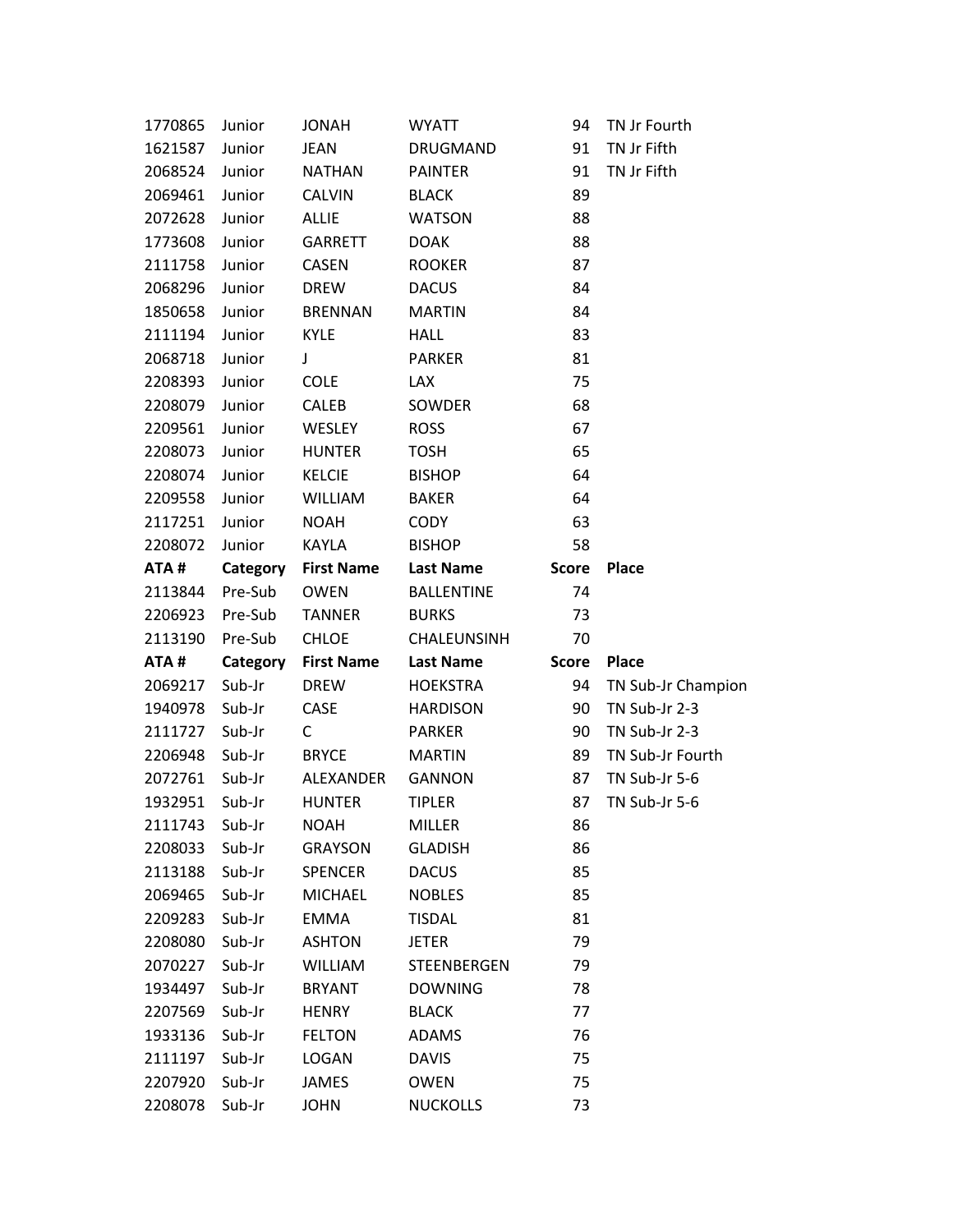| | | | | | |
|---|---|---|---|---|---|
| 1770865 | Junior | JONAH | WYATT | 94 | TN Jr Fourth |
| 1621587 | Junior | JEAN | DRUGMAND | 91 | TN Jr Fifth |
| 2068524 | Junior | NATHAN | PAINTER | 91 | TN Jr Fifth |
| 2069461 | Junior | CALVIN | BLACK | 89 | |
| 2072628 | Junior | ALLIE | WATSON | 88 | |
| 1773608 | Junior | GARRETT | DOAK | 88 | |
| 2111758 | Junior | CASEN | ROOKER | 87 | |
| 2068296 | Junior | DREW | DACUS | 84 | |
| 1850658 | Junior | BRENNAN | MARTIN | 84 | |
| 2111194 | Junior | KYLE | HALL | 83 | |
| 2068718 | Junior | J | PARKER | 81 | |
| 2208393 | Junior | COLE | LAX | 75 | |
| 2208079 | Junior | CALEB | SOWDER | 68 | |
| 2209561 | Junior | WESLEY | ROSS | 67 | |
| 2208073 | Junior | HUNTER | TOSH | 65 | |
| 2208074 | Junior | KELCIE | BISHOP | 64 | |
| 2209558 | Junior | WILLIAM | BAKER | 64 | |
| 2117251 | Junior | NOAH | CODY | 63 | |
| 2208072 | Junior | KAYLA | BISHOP | 58 | |

| ATA # | Category | First Name | Last Name | Score | Place |
|---|---|---|---|---|---|
| 2113844 | Pre-Sub | OWEN | BALLENTINE | 74 | |
| 2206923 | Pre-Sub | TANNER | BURKS | 73 | |
| 2113190 | Pre-Sub | CHLOE | CHALEUNSINH | 70 | |

| ATA # | Category | First Name | Last Name | Score | Place |
|---|---|---|---|---|---|
| 2069217 | Sub-Jr | DREW | HOEKSTRA | 94 | TN Sub-Jr Champion |
| 1940978 | Sub-Jr | CASE | HARDISON | 90 | TN Sub-Jr 2-3 |
| 2111727 | Sub-Jr | C | PARKER | 90 | TN Sub-Jr 2-3 |
| 2206948 | Sub-Jr | BRYCE | MARTIN | 89 | TN Sub-Jr Fourth |
| 2072761 | Sub-Jr | ALEXANDER | GANNON | 87 | TN Sub-Jr 5-6 |
| 1932951 | Sub-Jr | HUNTER | TIPLER | 87 | TN Sub-Jr 5-6 |
| 2111743 | Sub-Jr | NOAH | MILLER | 86 | |
| 2208033 | Sub-Jr | GRAYSON | GLADISH | 86 | |
| 2113188 | Sub-Jr | SPENCER | DACUS | 85 | |
| 2069465 | Sub-Jr | MICHAEL | NOBLES | 85 | |
| 2209283 | Sub-Jr | EMMA | TISDAL | 81 | |
| 2208080 | Sub-Jr | ASHTON | JETER | 79 | |
| 2070227 | Sub-Jr | WILLIAM | STEENBERGEN | 79 | |
| 1934497 | Sub-Jr | BRYANT | DOWNING | 78 | |
| 2207569 | Sub-Jr | HENRY | BLACK | 77 | |
| 1933136 | Sub-Jr | FELTON | ADAMS | 76 | |
| 2111197 | Sub-Jr | LOGAN | DAVIS | 75 | |
| 2207920 | Sub-Jr | JAMES | OWEN | 75 | |
| 2208078 | Sub-Jr | JOHN | NUCKOLLS | 73 | |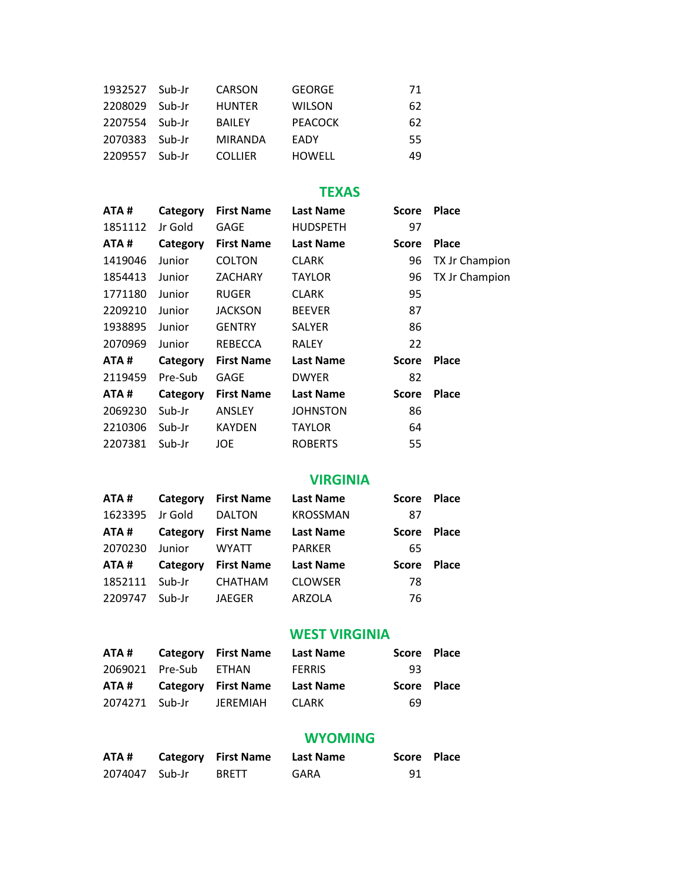| | | | | | |
|---|---|---|---|---|---|
| 1932527 | Sub-Jr | CARSON | GEORGE | 71 | |
| 2208029 | Sub-Jr | HUNTER | WILSON | 62 | |
| 2207554 | Sub-Jr | BAILEY | PEACOCK | 62 | |
| 2070383 | Sub-Jr | MIRANDA | EADY | 55 | |
| 2209557 | Sub-Jr | COLLIER | HOWELL | 49 | |

## TEXAS

| ATA # | Category | First Name | Last Name | Score | Place |
|---|---|---|---|---|---|
| 1851112 | Jr Gold | GAGE | HUDSPETH | 97 | |
| **ATA #** | **Category** | **First Name** | **Last Name** | **Score** | **Place** |
| 1419046 | Junior | COLTON | CLARK | 96 | TX Jr Champion |
| 1854413 | Junior | ZACHARY | TAYLOR | 96 | TX Jr Champion |
| 1771180 | Junior | RUGER | CLARK | 95 | |
| 2209210 | Junior | JACKSON | BEEVER | 87 | |
| 1938895 | Junior | GENTRY | SALYER | 86 | |
| 2070969 | Junior | REBECCA | RALEY | 22 | |
| **ATA #** | **Category** | **First Name** | **Last Name** | **Score** | **Place** |
| 2119459 | Pre-Sub | GAGE | DWYER | 82 | |
| **ATA #** | **Category** | **First Name** | **Last Name** | **Score** | **Place** |
| 2069230 | Sub-Jr | ANSLEY | JOHNSTON | 86 | |
| 2210306 | Sub-Jr | KAYDEN | TAYLOR | 64 | |
| 2207381 | Sub-Jr | JOE | ROBERTS | 55 | |

## VIRGINIA

| ATA # | Category | First Name | Last Name | Score | Place |
|---|---|---|---|---|---|
| 1623395 | Jr Gold | DALTON | KROSSMAN | 87 | |
| **ATA #** | **Category** | **First Name** | **Last Name** | **Score** | **Place** |
| 2070230 | Junior | WYATT | PARKER | 65 | |
| **ATA #** | **Category** | **First Name** | **Last Name** | **Score** | **Place** |
| 1852111 | Sub-Jr | CHATHAM | CLOWSER | 78 | |
| 2209747 | Sub-Jr | JAEGER | ARZOLA | 76 | |

## WEST VIRGINIA

| ATA # | Category | First Name | Last Name | Score | Place |
|---|---|---|---|---|---|
| 2069021 | Pre-Sub | ETHAN | FERRIS | 93 | |
| **ATA #** | **Category** | **First Name** | **Last Name** | **Score** | **Place** |
| 2074271 | Sub-Jr | JEREMIAH | CLARK | 69 | |

## WYOMING

| ATA # | Category | First Name | Last Name | Score | Place |
|---|---|---|---|---|---|
| 2074047 | Sub-Jr | BRETT | GARA | 91 | |